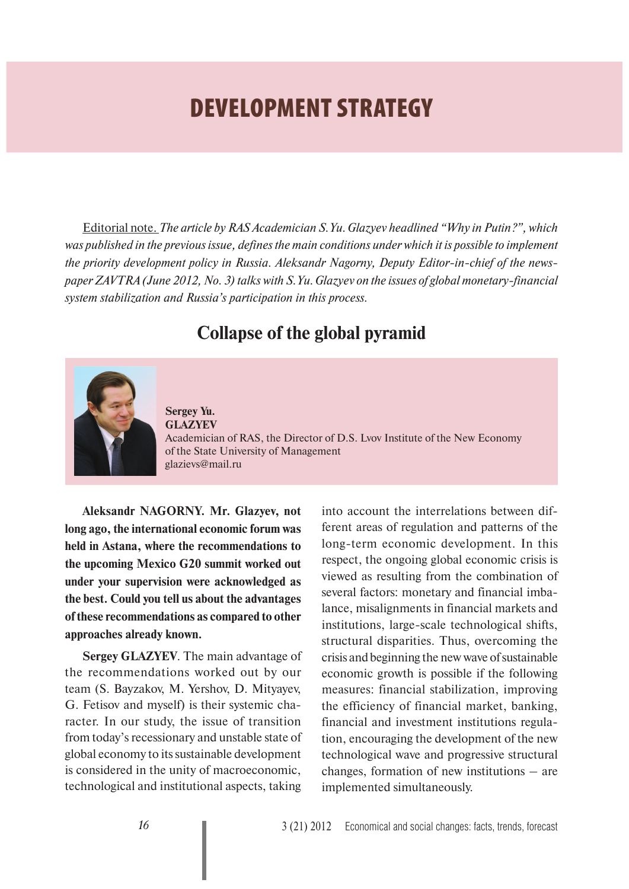# DEVELOPMENT STRATEGY

Editorial note. *The article by RAS Academician S.Yu. Glazyev headlined "Why in Putin?", which was published in the previous issue, defines the main conditions under which it is possible to implement the priority development policy in Russia. Aleksandr Nagorny, Deputy Editor-in-chief of the newspaper ZAVTRA (June 2012, No. 3) talks with S.Yu. Glazyev on the issues of global monetary-financial system stabilization and Russia's participation in this process.*

## Collapse of the global pyramid

**Sergey Yu. GLAZYEV**
Academician of RAS, the Director of D.S. Lvov Institute of the New Economy of the State University of Management
glazievs@mail.ru

**Aleksandr NAGORNY. Mr. Glazyev, not long ago, the international economic forum was held in Astana, where the recommendations to the upcoming Mexico G20 summit worked out under your supervision were acknowledged as the best. Could you tell us about the advantages of these recommendations as compared to other approaches already known.**

**Sergey GLAZYEV**. The main advantage of the recommendations worked out by our team (S. Bayzakov, M. Yershov, D. Mityayev, G. Fetisov and myself) is their systemic character. In our study, the issue of transition from today's recessionary and unstable state of global economy to its sustainable development is considered in the unity of macroeconomic, technological and institutional aspects, taking into account the interrelations between different areas of regulation and patterns of the long-term economic development. In this respect, the ongoing global economic crisis is viewed as resulting from the combination of several factors: monetary and financial imbalance, misalignments in financial markets and institutions, large-scale technological shifts, structural disparities. Thus, overcoming the crisis and beginning the new wave of sustainable economic growth is possible if the following measures: financial stabilization, improving the efficiency of financial market, banking, financial and investment institutions regulation, encouraging the development of the new technological wave and progressive structural changes, formation of new institutions – are implemented simultaneously.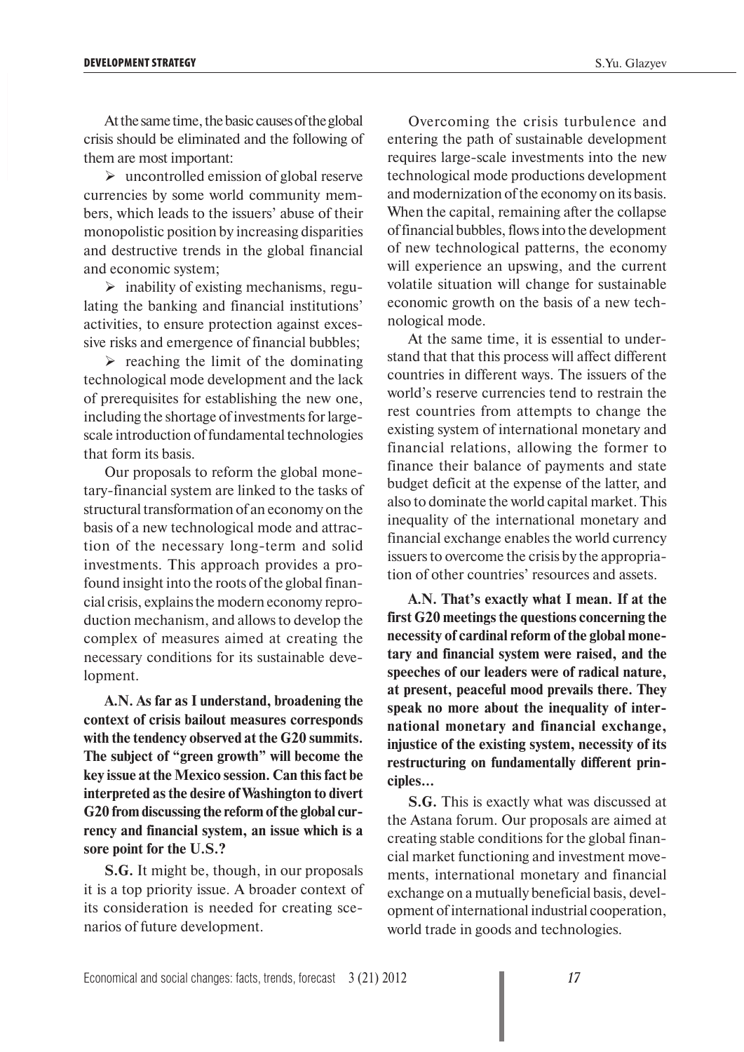At the same time, the basic causes of the global crisis should be eliminated and the following of them are most important:

- uncontrolled emission of global reserve currencies by some world community members, which leads to the issuers' abuse of their monopolistic position by increasing disparities and destructive trends in the global financial and economic system;
- inability of existing mechanisms, regulating the banking and financial institutions' activities, to ensure protection against excessive risks and emergence of financial bubbles;
- reaching the limit of the dominating technological mode development and the lack of prerequisites for establishing the new one, including the shortage of investments for large-scale introduction of fundamental technologies that form its basis.

Our proposals to reform the global monetary-financial system are linked to the tasks of structural transformation of an economy on the basis of a new technological mode and attraction of the necessary long-term and solid investments. This approach provides a profound insight into the roots of the global financial crisis, explains the modern economy reproduction mechanism, and allows to develop the complex of measures aimed at creating the necessary conditions for its sustainable development.

**A.N. As far as I understand, broadening the context of crisis bailout measures corresponds with the tendency observed at the G20 summits. The subject of "green growth" will become the key issue at the Mexico session. Can this fact be interpreted as the desire of Washington to divert G20 from discussing the reform of the global currency and financial system, an issue which is a sore point for the U.S.?**

**S.G.** It might be, though, in our proposals it is a top priority issue. A broader context of its consideration is needed for creating scenarios of future development.

Overcoming the crisis turbulence and entering the path of sustainable development requires large-scale investments into the new technological mode productions development and modernization of the economy on its basis. When the capital, remaining after the collapse of financial bubbles, flows into the development of new technological patterns, the economy will experience an upswing, and the current volatile situation will change for sustainable economic growth on the basis of a new technological mode.

At the same time, it is essential to understand that that this process will affect different countries in different ways. The issuers of the world's reserve currencies tend to restrain the rest countries from attempts to change the existing system of international monetary and financial relations, allowing the former to finance their balance of payments and state budget deficit at the expense of the latter, and also to dominate the world capital market. This inequality of the international monetary and financial exchange enables the world currency issuers to overcome the crisis by the appropriation of other countries' resources and assets.

**A.N. That's exactly what I mean. If at the first G20 meetings the questions concerning the necessity of cardinal reform of the global monetary and financial system were raised, and the speeches of our leaders were of radical nature, at present, peaceful mood prevails there. They speak no more about the inequality of international monetary and financial exchange, injustice of the existing system, necessity of its restructuring on fundamentally different principles…**

**S.G.** This is exactly what was discussed at the Astana forum. Our proposals are aimed at creating stable conditions for the global financial market functioning and investment movements, international monetary and financial exchange on a mutually beneficial basis, development of international industrial cooperation, world trade in goods and technologies.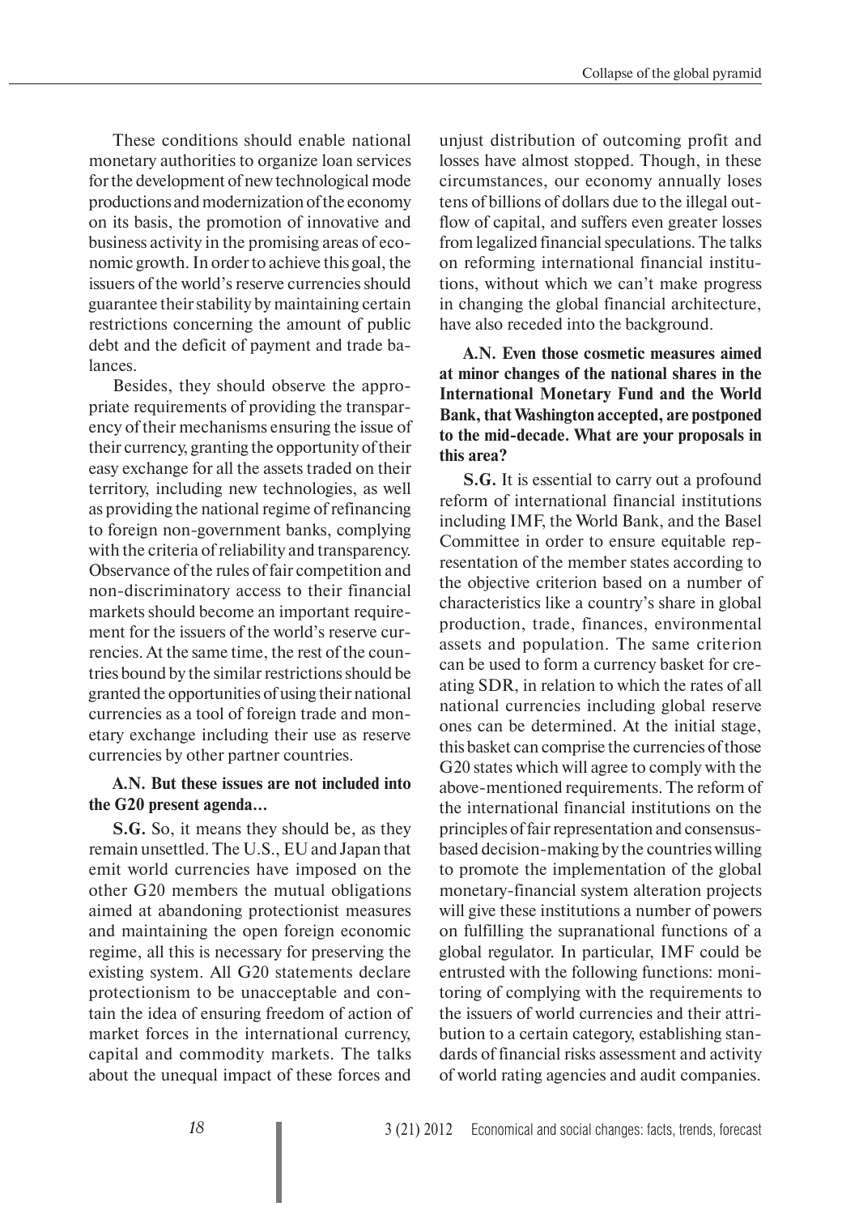These conditions should enable national monetary authorities to organize loan services for the development of new technological mode productions and modernization of the economy on its basis, the promotion of innovative and business activity in the promising areas of economic growth. In order to achieve this goal, the issuers of the world's reserve currencies should guarantee their stability by maintaining certain restrictions concerning the amount of public debt and the deficit of payment and trade balances.

Besides, they should observe the appropriate requirements of providing the transparency of their mechanisms ensuring the issue of their currency, granting the opportunity of their easy exchange for all the assets traded on their territory, including new technologies, as well as providing the national regime of refinancing to foreign non-government banks, complying with the criteria of reliability and transparency. Observance of the rules of fair competition and non-discriminatory access to their financial markets should become an important requirement for the issuers of the world's reserve currencies. At the same time, the rest of the countries bound by the similar restrictions should be granted the opportunities of using their national currencies as a tool of foreign trade and monetary exchange including their use as reserve currencies by other partner countries.

**A.N. But these issues are not included into the G20 present agenda…**

**S.G.** So, it means they should be, as they remain unsettled. The U.S., EU and Japan that emit world currencies have imposed on the other G20 members the mutual obligations aimed at abandoning protectionist measures and maintaining the open foreign economic regime, all this is necessary for preserving the existing system. All G20 statements declare protectionism to be unacceptable and contain the idea of ensuring freedom of action of market forces in the international currency, capital and commodity markets. The talks about the unequal impact of these forces and unjust distribution of outcoming profit and losses have almost stopped. Though, in these circumstances, our economy annually loses tens of billions of dollars due to the illegal outflow of capital, and suffers even greater losses from legalized financial speculations. The talks on reforming international financial institutions, without which we can't make progress in changing the global financial architecture, have also receded into the background.

**A.N. Even those cosmetic measures aimed at minor changes of the national shares in the International Monetary Fund and the World Bank, that Washington accepted, are postponed to the mid-decade. What are your proposals in this area?**

**S.G.** It is essential to carry out a profound reform of international financial institutions including IMF, the World Bank, and the Basel Committee in order to ensure equitable representation of the member states according to the objective criterion based on a number of characteristics like a country's share in global production, trade, finances, environmental assets and population. The same criterion can be used to form a currency basket for creating SDR, in relation to which the rates of all national currencies including global reserve ones can be determined. At the initial stage, this basket can comprise the currencies of those G20 states which will agree to comply with the above-mentioned requirements. The reform of the international financial institutions on the principles of fair representation and consensus-based decision-making by the countries willing to promote the implementation of the global monetary-financial system alteration projects will give these institutions a number of powers on fulfilling the supranational functions of a global regulator. In particular, IMF could be entrusted with the following functions: monitoring of complying with the requirements to the issuers of world currencies and their attribution to a certain category, establishing standards of financial risks assessment and activity of world rating agencies and audit companies.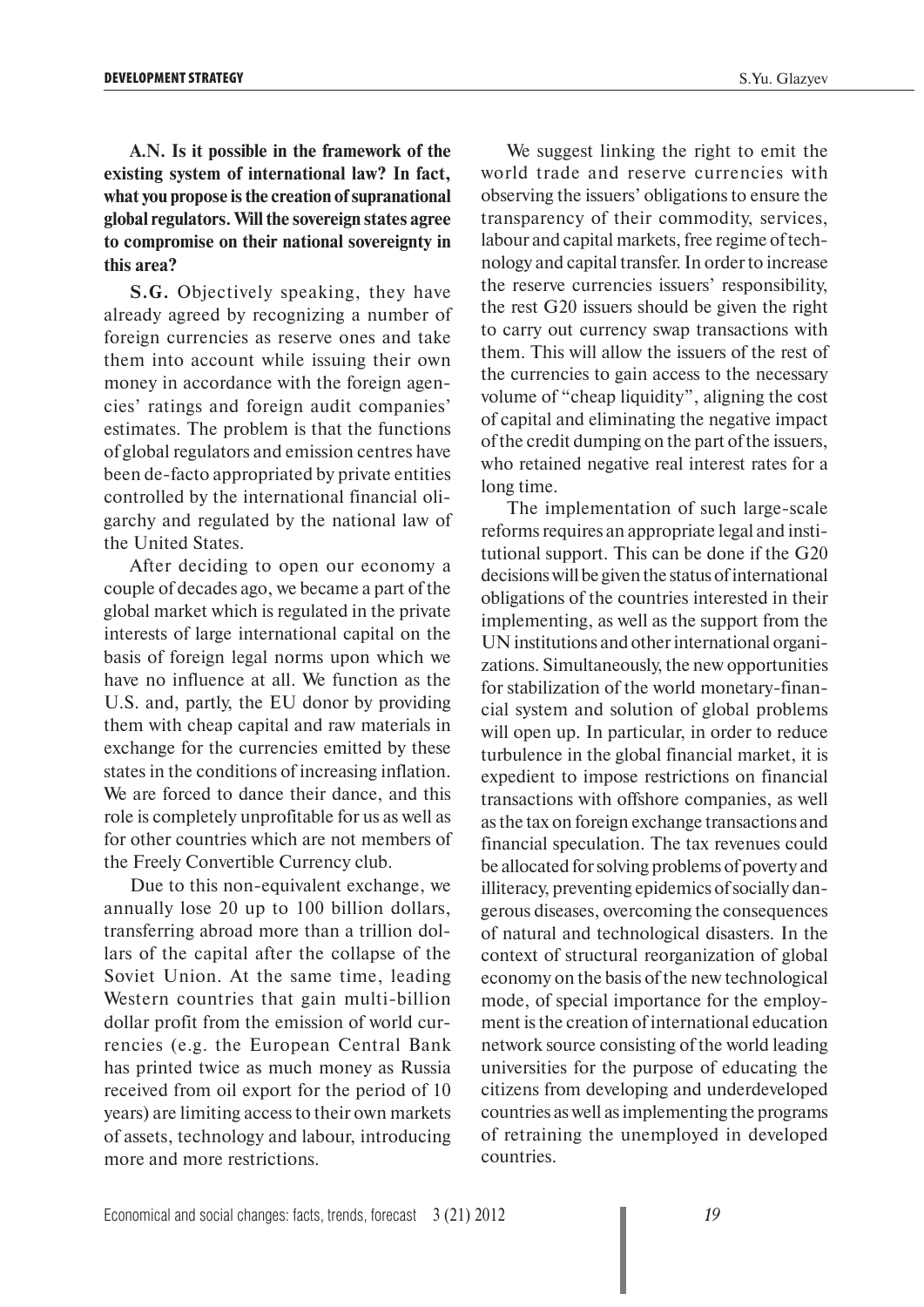**A.N. Is it possible in the framework of the existing system of international law? In fact, what you propose is the creation of supranational global regulators. Will the sovereign states agree to compromise on their national sovereignty in this area?**

**S.G.** Objectively speaking, they have already agreed by recognizing a number of foreign currencies as reserve ones and take them into account while issuing their own money in accordance with the foreign agencies' ratings and foreign audit companies' estimates. The problem is that the functions of global regulators and emission centres have been de-facto appropriated by private entities controlled by the international financial oligarchy and regulated by the national law of the United States.

After deciding to open our economy a couple of decades ago, we became a part of the global market which is regulated in the private interests of large international capital on the basis of foreign legal norms upon which we have no influence at all. We function as the U.S. and, partly, the EU donor by providing them with cheap capital and raw materials in exchange for the currencies emitted by these states in the conditions of increasing inflation. We are forced to dance their dance, and this role is completely unprofitable for us as well as for other countries which are not members of the Freely Convertible Currency club.

Due to this non-equivalent exchange, we annually lose 20 up to 100 billion dollars, transferring abroad more than a trillion dollars of the capital after the collapse of the Soviet Union. At the same time, leading Western countries that gain multi-billion dollar profit from the emission of world currencies (e.g. the European Central Bank has printed twice as much money as Russia received from oil export for the period of 10 years) are limiting access to their own markets of assets, technology and labour, introducing more and more restrictions.

We suggest linking the right to emit the world trade and reserve currencies with observing the issuers' obligations to ensure the transparency of their commodity, services, labour and capital markets, free regime of technology and capital transfer. In order to increase the reserve currencies issuers' responsibility, the rest G20 issuers should be given the right to carry out currency swap transactions with them. This will allow the issuers of the rest of the currencies to gain access to the necessary volume of "cheap liquidity", aligning the cost of capital and eliminating the negative impact of the credit dumping on the part of the issuers, who retained negative real interest rates for a long time.

The implementation of such large-scale reforms requires an appropriate legal and institutional support. This can be done if the G20 decisions will be given the status of international obligations of the countries interested in their implementing, as well as the support from the UN institutions and other international organizations. Simultaneously, the new opportunities for stabilization of the world monetary-financial system and solution of global problems will open up. In particular, in order to reduce turbulence in the global financial market, it is expedient to impose restrictions on financial transactions with offshore companies, as well as the tax on foreign exchange transactions and financial speculation. The tax revenues could be allocated for solving problems of poverty and illiteracy, preventing epidemics of socially dangerous diseases, overcoming the consequences of natural and technological disasters. In the context of structural reorganization of global economy on the basis of the new technological mode, of special importance for the employment is the creation of international education network source consisting of the world leading universities for the purpose of educating the citizens from developing and underdeveloped countries as well as implementing the programs of retraining the unemployed in developed countries.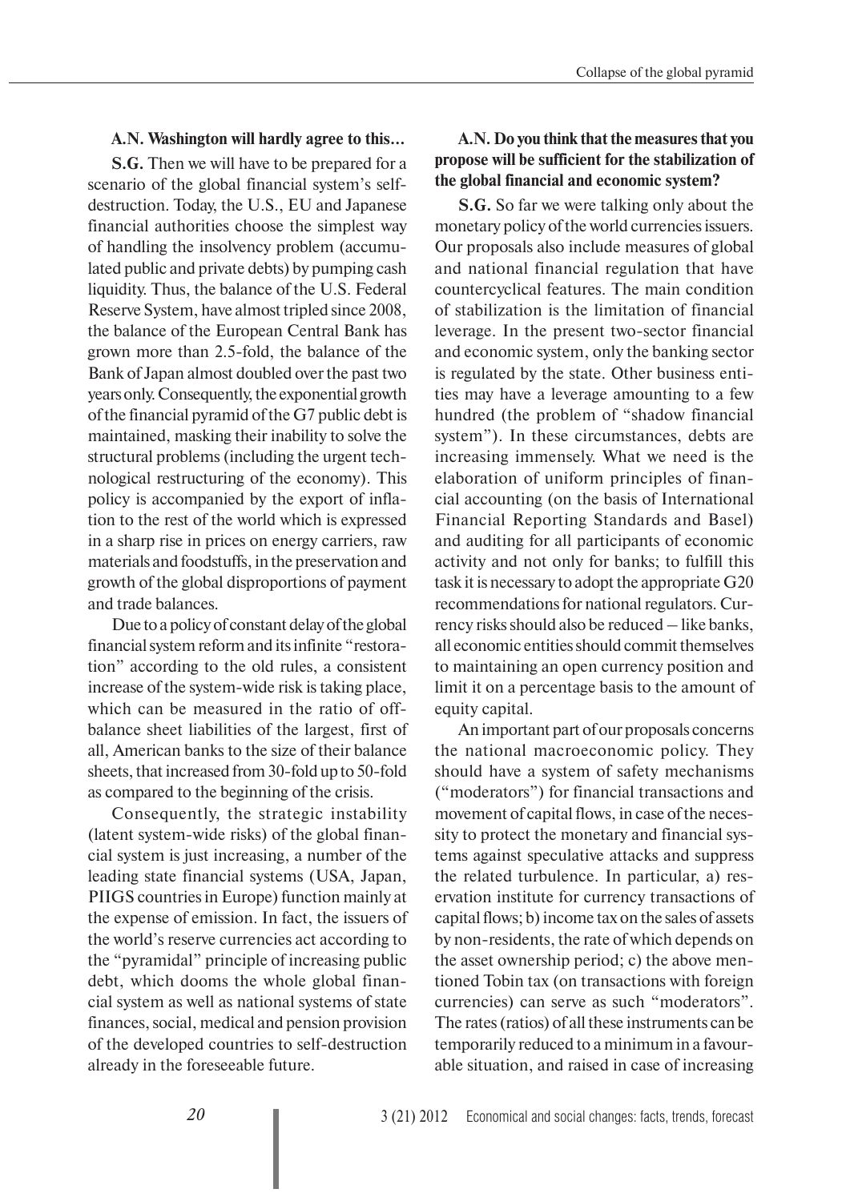**A.N. Washington will hardly agree to this…**

**S.G.** Then we will have to be prepared for a scenario of the global financial system's self-destruction. Today, the U.S., EU and Japanese financial authorities choose the simplest way of handling the insolvency problem (accumulated public and private debts) by pumping cash liquidity. Thus, the balance of the U.S. Federal Reserve System, have almost tripled since 2008, the balance of the European Central Bank has grown more than 2.5-fold, the balance of the Bank of Japan almost doubled over the past two years only. Consequently, the exponential growth of the financial pyramid of the G7 public debt is maintained, masking their inability to solve the structural problems (including the urgent technological restructuring of the economy). This policy is accompanied by the export of inflation to the rest of the world which is expressed in a sharp rise in prices on energy carriers, raw materials and foodstuffs, in the preservation and growth of the global disproportions of payment and trade balances.

Due to a policy of constant delay of the global financial system reform and its infinite "restoration" according to the old rules, a consistent increase of the system-wide risk is taking place, which can be measured in the ratio of off-balance sheet liabilities of the largest, first of all, American banks to the size of their balance sheets, that increased from 30-fold up to 50-fold as compared to the beginning of the crisis.

Consequently, the strategic instability (latent system-wide risks) of the global financial system is just increasing, a number of the leading state financial systems (USA, Japan, PIIGS countries in Europe) function mainly at the expense of emission. In fact, the issuers of the world's reserve currencies act according to the "pyramidal" principle of increasing public debt, which dooms the whole global financial system as well as national systems of state finances, social, medical and pension provision of the developed countries to self-destruction already in the foreseeable future.

**A.N. Do you think that the measures that you propose will be sufficient for the stabilization of the global financial and economic system?**

**S.G.** So far we were talking only about the monetary policy of the world currencies issuers. Our proposals also include measures of global and national financial regulation that have countercyclical features. The main condition of stabilization is the limitation of financial leverage. In the present two-sector financial and economic system, only the banking sector is regulated by the state. Other business entities may have a leverage amounting to a few hundred (the problem of "shadow financial system"). In these circumstances, debts are increasing immensely. What we need is the elaboration of uniform principles of financial accounting (on the basis of International Financial Reporting Standards and Basel) and auditing for all participants of economic activity and not only for banks; to fulfill this task it is necessary to adopt the appropriate G20 recommendations for national regulators. Currency risks should also be reduced – like banks, all economic entities should commit themselves to maintaining an open currency position and limit it on a percentage basis to the amount of equity capital.

An important part of our proposals concerns the national macroeconomic policy. They should have a system of safety mechanisms ("moderators") for financial transactions and movement of capital flows, in case of the necessity to protect the monetary and financial systems against speculative attacks and suppress the related turbulence. In particular, a) reservation institute for currency transactions of capital flows; b) income tax on the sales of assets by non-residents, the rate of which depends on the asset ownership period; c) the above mentioned Tobin tax (on transactions with foreign currencies) can serve as such "moderators". The rates (ratios) of all these instruments can be temporarily reduced to a minimum in a favourable situation, and raised in case of increasing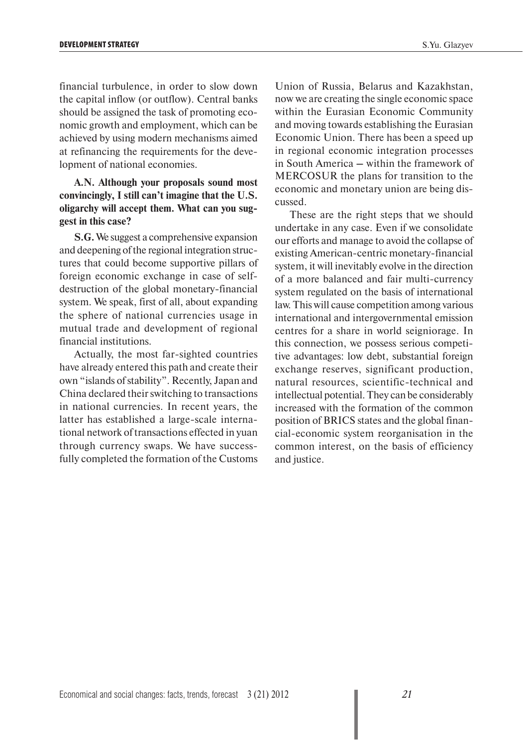financial turbulence, in order to slow down the capital inflow (or outflow). Central banks should be assigned the task of promoting economic growth and employment, which can be achieved by using modern mechanisms aimed at refinancing the requirements for the development of national economies.

**A.N. Although your proposals sound most convincingly, I still can't imagine that the U.S. oligarchy will accept them. What can you suggest in this case?**

**S.G.** We suggest a comprehensive expansion and deepening of the regional integration structures that could become supportive pillars of foreign economic exchange in case of self-destruction of the global monetary-financial system. We speak, first of all, about expanding the sphere of national currencies usage in mutual trade and development of regional financial institutions.

Actually, the most far-sighted countries have already entered this path and create their own "islands of stability". Recently, Japan and China declared their switching to transactions in national currencies. In recent years, the latter has established a large-scale international network of transactions effected in yuan through currency swaps. We have successfully completed the formation of the Customs Union of Russia, Belarus and Kazakhstan, now we are creating the single economic space within the Eurasian Economic Community and moving towards establishing the Eurasian Economic Union. There has been a speed up in regional economic integration processes in South America – within the framework of MERCOSUR the plans for transition to the economic and monetary union are being discussed.

These are the right steps that we should undertake in any case. Even if we consolidate our efforts and manage to avoid the collapse of existing American-centric monetary-financial system, it will inevitably evolve in the direction of a more balanced and fair multi-currency system regulated on the basis of international law. This will cause competition among various international and intergovernmental emission centres for a share in world seigniorage. In this connection, we possess serious competitive advantages: low debt, substantial foreign exchange reserves, significant production, natural resources, scientific-technical and intellectual potential. They can be considerably increased with the formation of the common position of BRICS states and the global financial-economic system reorganisation in the common interest, on the basis of efficiency and justice.